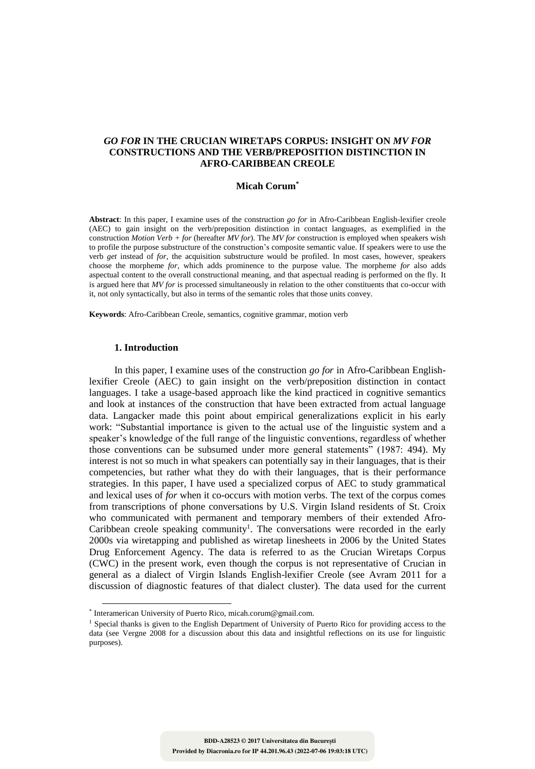# *GO FOR* IN THE CRUCIAN WIRETAPS CORPUS: INSIGHT ON *MV FOR* CONSTRUCTIONS AND THE VERB/PREPOSITION DISTINCTION IN AFRO-CARIBBEAN CREOLE

**Micah Corum***

**Abstract**: In this paper, I examine uses of the construction *go for* in Afro-Caribbean English-lexifier creole (AEC) to gain insight on the verb/preposition distinction in contact languages, as exemplified in the construction *Motion Verb + for* (hereafter *MV for*). The *MV for* construction is employed when speakers wish to profile the purpose substructure of the construction's composite semantic value. If speakers were to use the verb *get* instead of *for*, the acquisition substructure would be profiled. In most cases, however, speakers choose the morpheme *for*, which adds prominence to the purpose value. The morpheme *for* also adds aspectual content to the overall constructional meaning, and that aspectual reading is performed on the fly. It is argued here that *MV for* is processed simultaneously in relation to the other constituents that co-occur with it, not only syntactically, but also in terms of the semantic roles that those units convey.

**Keywords**: Afro-Caribbean Creole, semantics, cognitive grammar, motion verb

## 1. Introduction

In this paper, I examine uses of the construction *go for* in Afro-Caribbean English-lexifier Creole (AEC) to gain insight on the verb/preposition distinction in contact languages. I take a usage-based approach like the kind practiced in cognitive semantics and look at instances of the construction that have been extracted from actual language data. Langacker made this point about empirical generalizations explicit in his early work: "Substantial importance is given to the actual use of the linguistic system and a speaker's knowledge of the full range of the linguistic conventions, regardless of whether those conventions can be subsumed under more general statements" (1987: 494). My interest is not so much in what speakers can potentially say in their languages, that is their competencies, but rather what they do with their languages, that is their performance strategies. In this paper, I have used a specialized corpus of AEC to study grammatical and lexical uses of *for* when it co-occurs with motion verbs. The text of the corpus comes from transcriptions of phone conversations by U.S. Virgin Island residents of St. Croix who communicated with permanent and temporary members of their extended Afro-Caribbean creole speaking community[1]. The conversations were recorded in the early 2000s via wiretapping and published as wiretap linesheets in 2006 by the United States Drug Enforcement Agency. The data is referred to as the Crucian Wiretaps Corpus (CWC) in the present work, even though the corpus is not representative of Crucian in general as a dialect of Virgin Islands English-lexifier Creole (see Avram 2011 for a discussion of diagnostic features of that dialect cluster). The data used for the current

---

* Interamerican University of Puerto Rico, micah.corum@gmail.com.

[1] Special thanks is given to the English Department of University of Puerto Rico for providing access to the data (see Vergne 2008 for a discussion about this data and insightful reflections on its use for linguistic purposes).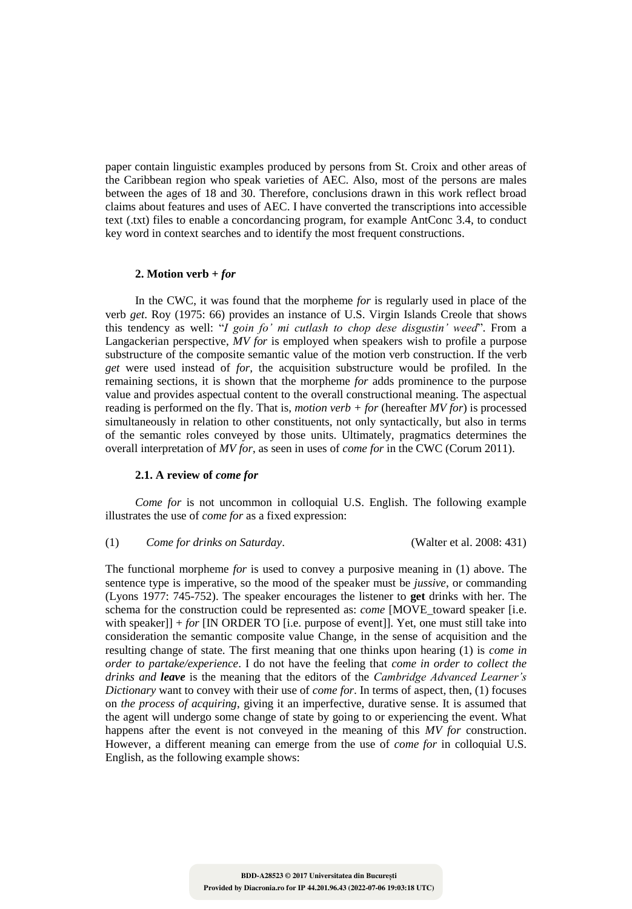paper contain linguistic examples produced by persons from St. Croix and other areas of the Caribbean region who speak varieties of AEC. Also, most of the persons are males between the ages of 18 and 30. Therefore, conclusions drawn in this work reflect broad claims about features and uses of AEC. I have converted the transcriptions into accessible text (.txt) files to enable a concordancing program, for example AntConc 3.4, to conduct key word in context searches and to identify the most frequent constructions.

## 2. Motion verb + *for*

In the CWC, it was found that the morpheme *for* is regularly used in place of the verb *get*. Roy (1975: 66) provides an instance of U.S. Virgin Islands Creole that shows this tendency as well: "*I goin fo' mi cutlash to chop dese disgustin' weed*". From a Langackerian perspective, *MV for* is employed when speakers wish to profile a purpose substructure of the composite semantic value of the motion verb construction. If the verb *get* were used instead of *for*, the acquisition substructure would be profiled. In the remaining sections, it is shown that the morpheme *for* adds prominence to the purpose value and provides aspectual content to the overall constructional meaning. The aspectual reading is performed on the fly. That is, *motion verb + for* (hereafter *MV for*) is processed simultaneously in relation to other constituents, not only syntactically, but also in terms of the semantic roles conveyed by those units. Ultimately, pragmatics determines the overall interpretation of *MV for*, as seen in uses of *come for* in the CWC (Corum 2011).

### 2.1. A review of *come for*

*Come for* is not uncommon in colloquial U.S. English. The following example illustrates the use of *come for* as a fixed expression:

(1) *Come for drinks on Saturday*. (Walter et al. 2008: 431)

The functional morpheme *for* is used to convey a purposive meaning in (1) above. The sentence type is imperative, so the mood of the speaker must be *jussive*, or commanding (Lyons 1977: 745-752). The speaker encourages the listener to **get** drinks with her. The schema for the construction could be represented as: *come* [MOVE_toward speaker [i.e. with speaker]] + *for* [IN ORDER TO [i.e. purpose of event]]. Yet, one must still take into consideration the semantic composite value Change, in the sense of acquisition and the resulting change of state. The first meaning that one thinks upon hearing (1) is *come in order to partake/experience*. I do not have the feeling that *come in order to collect the drinks and **leave*** is the meaning that the editors of the *Cambridge Advanced Learner's Dictionary* want to convey with their use of *come for*. In terms of aspect, then, (1) focuses on *the process of acquiring*, giving it an imperfective, durative sense. It is assumed that the agent will undergo some change of state by going to or experiencing the event. What happens after the event is not conveyed in the meaning of this *MV for* construction. However, a different meaning can emerge from the use of *come for* in colloquial U.S. English, as the following example shows: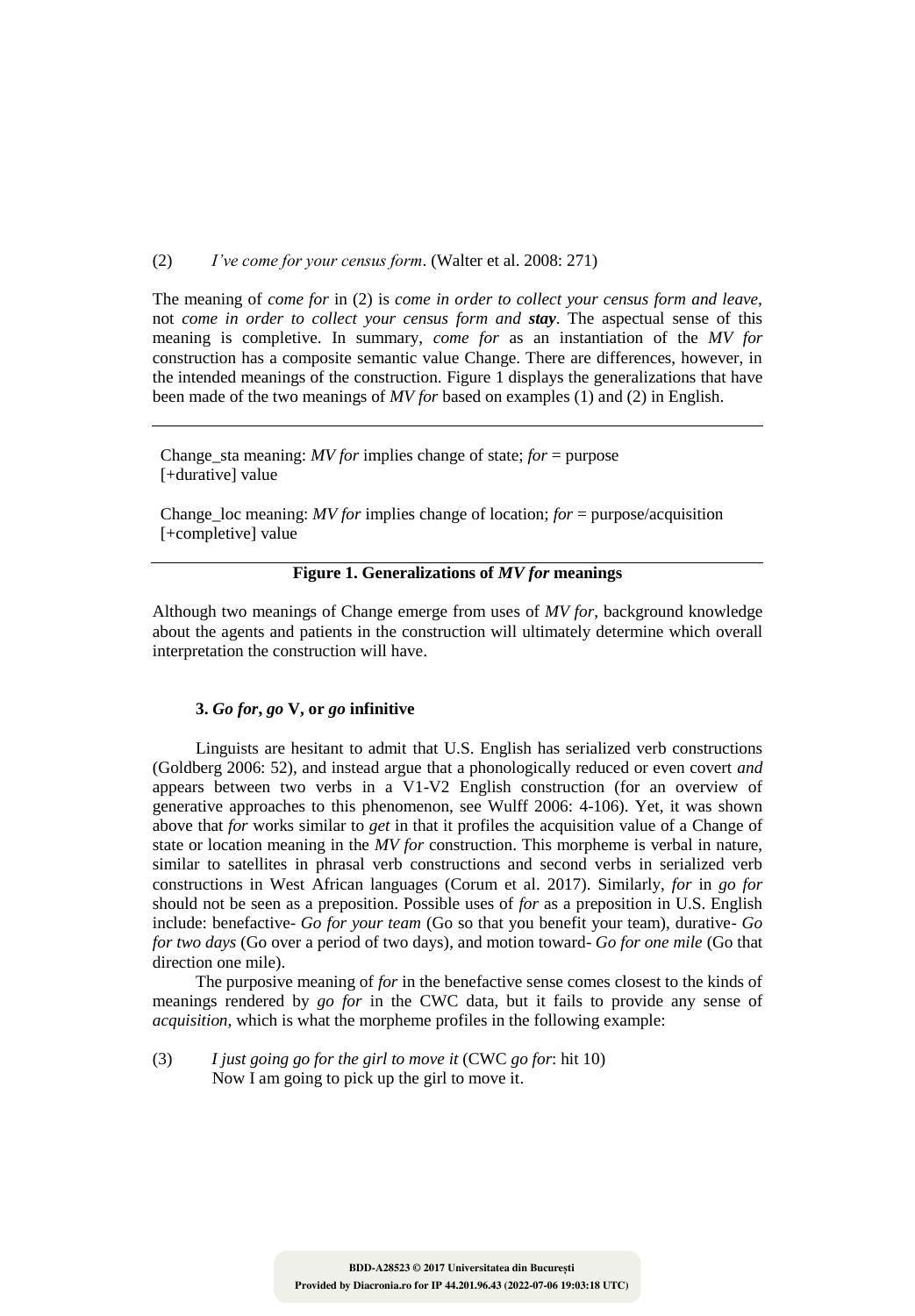(2) *I've come for your census form*. (Walter et al. 2008: 271)

The meaning of *come for* in (2) is *come in order to collect your census form and leave,* not *come in order to collect your census form and* ***stay***. The aspectual sense of this meaning is completive. In summary, *come for* as an instantiation of the *MV for* construction has a composite semantic value Change. There are differences, however, in the intended meanings of the construction. Figure 1 displays the generalizations that have been made of the two meanings of *MV for* based on examples (1) and (2) in English.

---

Change_sta meaning: *MV for* implies change of state; *for* = purpose
[+durative] value

Change_loc meaning: *MV for* implies change of location; *for* = purpose/acquisition
[+completive] value

---

**Figure 1. Generalizations of *MV for* meanings**

Although two meanings of Change emerge from uses of *MV for*, background knowledge about the agents and patients in the construction will ultimately determine which overall interpretation the construction will have.

### 3. *Go for*, *go* V, or *go* infinitive

Linguists are hesitant to admit that U.S. English has serialized verb constructions (Goldberg 2006: 52), and instead argue that a phonologically reduced or even covert *and* appears between two verbs in a V1-V2 English construction (for an overview of generative approaches to this phenomenon, see Wulff 2006: 4-106). Yet, it was shown above that *for* works similar to *get* in that it profiles the acquisition value of a Change of state or location meaning in the *MV for* construction. This morpheme is verbal in nature, similar to satellites in phrasal verb constructions and second verbs in serialized verb constructions in West African languages (Corum et al. 2017). Similarly, *for* in *go for* should not be seen as a preposition. Possible uses of *for* as a preposition in U.S. English include: benefactive- *Go for your team* (Go so that you benefit your team), durative- *Go for two days* (Go over a period of two days), and motion toward- *Go for one mile* (Go that direction one mile).

The purposive meaning of *for* in the benefactive sense comes closest to the kinds of meanings rendered by *go for* in the CWC data, but it fails to provide any sense of *acquisition*, which is what the morpheme profiles in the following example:

(3) *I just going go for the girl to move it* (CWC *go for*: hit 10)
Now I am going to pick up the girl to move it.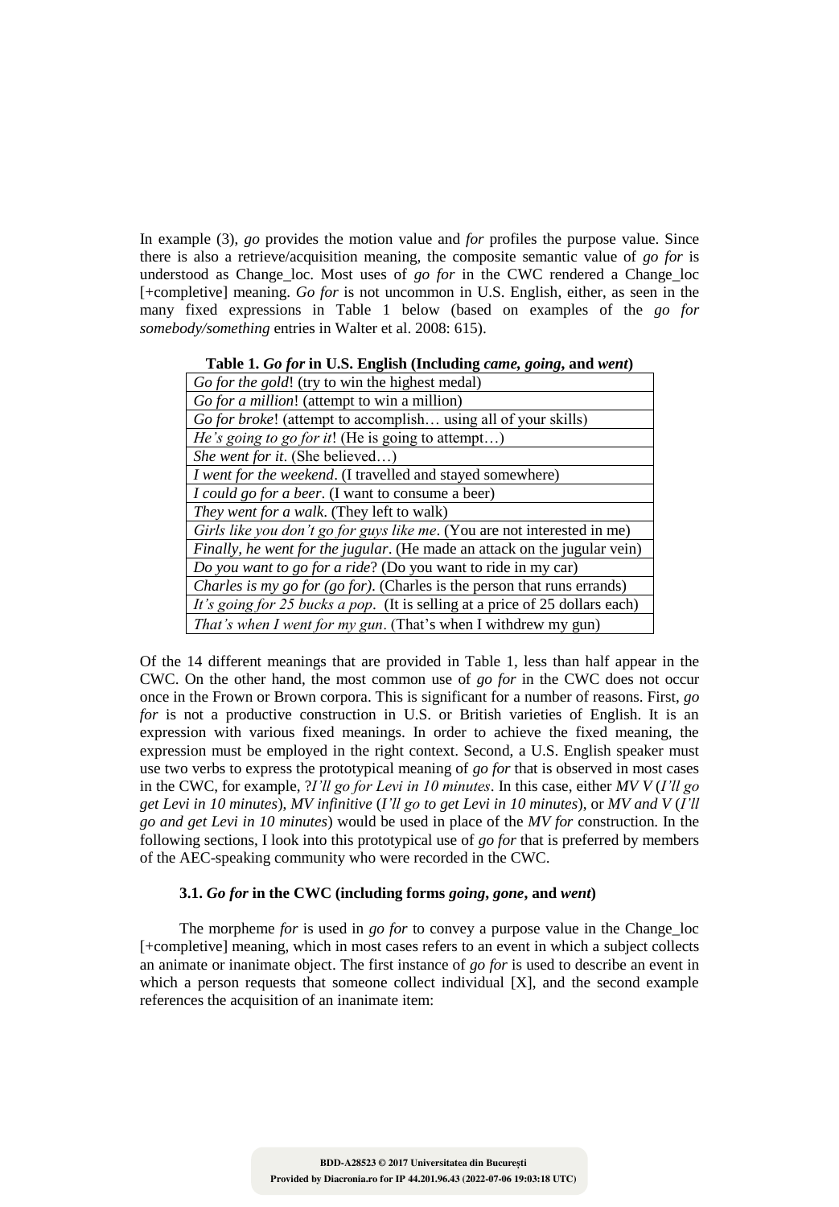In example (3), *go* provides the motion value and *for* profiles the purpose value. Since there is also a retrieve/acquisition meaning, the composite semantic value of *go for* is understood as Change_loc. Most uses of *go for* in the CWC rendered a Change_loc [+completive] meaning. *Go for* is not uncommon in U.S. English, either, as seen in the many fixed expressions in Table 1 below (based on examples of the *go for somebody/something* entries in Walter et al. 2008: 615).

**Table 1. *Go for* in U.S. English (Including *came, going*, and *went*)**

| |
|---|
| *Go for the gold*! (try to win the highest medal) |
| *Go for a million*! (attempt to win a million) |
| *Go for broke*! (attempt to accomplish… using all of your skills) |
| *He's going to go for it*! (He is going to attempt…) |
| *She went for it*. (She believed…) |
| *I went for the weekend*. (I travelled and stayed somewhere) |
| *I could go for a beer*. (I want to consume a beer) |
| *They went for a walk*. (They left to walk) |
| *Girls like you don't go for guys like me*. (You are not interested in me) |
| *Finally, he went for the jugular*. (He made an attack on the jugular vein) |
| *Do you want to go for a ride*? (Do you want to ride in my car) |
| *Charles is my go for (go for)*. (Charles is the person that runs errands) |
| *It's going for 25 bucks a pop*. (It is selling at a price of 25 dollars each) |
| *That's when I went for my gun*. (That's when I withdrew my gun) |

Of the 14 different meanings that are provided in Table 1, less than half appear in the CWC. On the other hand, the most common use of *go for* in the CWC does not occur once in the Frown or Brown corpora. This is significant for a number of reasons. First, *go for* is not a productive construction in U.S. or British varieties of English. It is an expression with various fixed meanings. In order to achieve the fixed meaning, the expression must be employed in the right context. Second, a U.S. English speaker must use two verbs to express the prototypical meaning of *go for* that is observed in most cases in the CWC, for example, ?*I'll go for Levi in 10 minutes*. In this case, either *MV V* (*I'll go get Levi in 10 minutes*), *MV infinitive* (*I'll go to get Levi in 10 minutes*), or *MV and V* (*I'll go and get Levi in 10 minutes*) would be used in place of the *MV for* construction. In the following sections, I look into this prototypical use of *go for* that is preferred by members of the AEC-speaking community who were recorded in the CWC.

### 3.1. *Go for* in the CWC (including forms *going*, *gone*, and *went*)

The morpheme *for* is used in *go for* to convey a purpose value in the Change_loc [+completive] meaning, which in most cases refers to an event in which a subject collects an animate or inanimate object. The first instance of *go for* is used to describe an event in which a person requests that someone collect individual [X], and the second example references the acquisition of an inanimate item: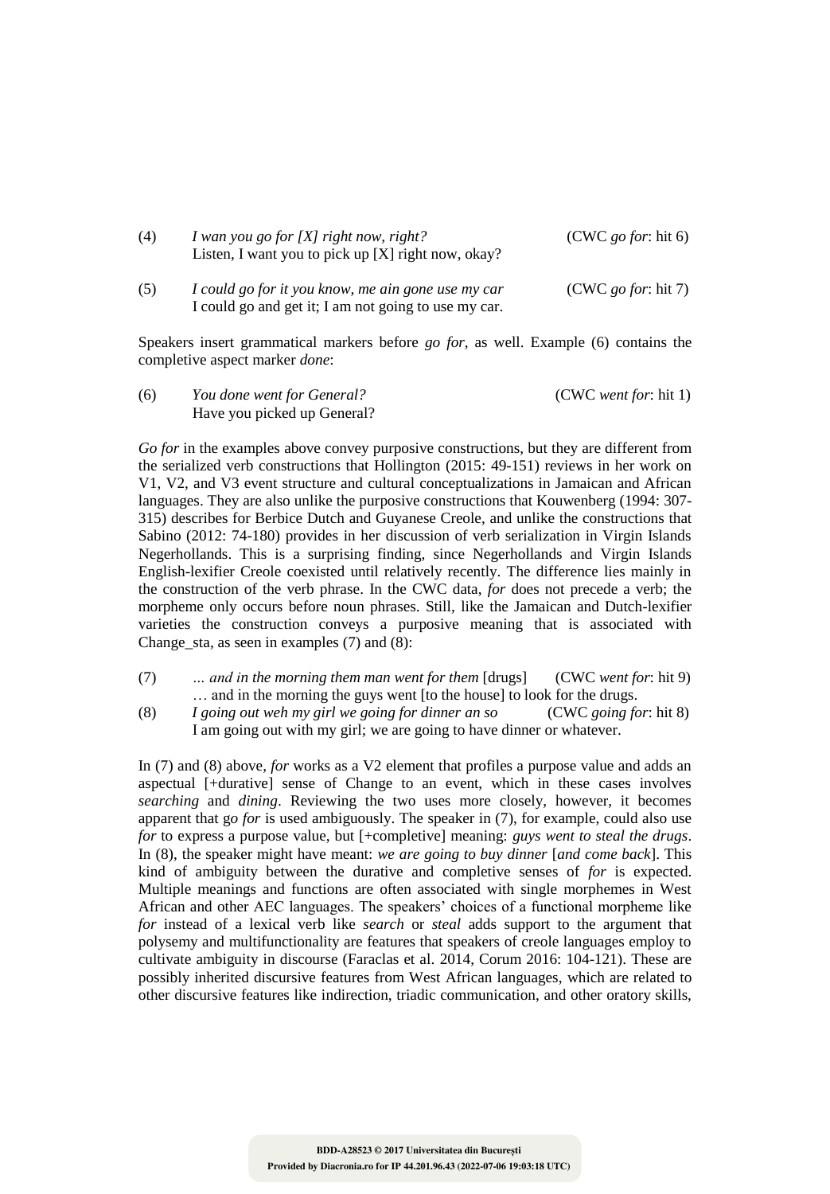(4) *I wan you go for [X] right now, right?* (CWC *go for*: hit 6)
Listen, I want you to pick up [X] right now, okay?

(5) *I could go for it you know, me ain gone use my car* (CWC *go for*: hit 7)
I could go and get it; I am not going to use my car.

Speakers insert grammatical markers before *go for*, as well. Example (6) contains the completive aspect marker *done*:

(6) *You done went for General?* (CWC *went for*: hit 1)
Have you picked up General?

*Go for* in the examples above convey purposive constructions, but they are different from the serialized verb constructions that Hollington (2015: 49-151) reviews in her work on V1, V2, and V3 event structure and cultural conceptualizations in Jamaican and African languages. They are also unlike the purposive constructions that Kouwenberg (1994: 307-315) describes for Berbice Dutch and Guyanese Creole, and unlike the constructions that Sabino (2012: 74-180) provides in her discussion of verb serialization in Virgin Islands Negerhollands. This is a surprising finding, since Negerhollands and Virgin Islands English-lexifier Creole coexisted until relatively recently. The difference lies mainly in the construction of the verb phrase. In the CWC data, *for* does not precede a verb; the morpheme only occurs before noun phrases. Still, like the Jamaican and Dutch-lexifier varieties the construction conveys a purposive meaning that is associated with Change_sta, as seen in examples (7) and (8):

(7) *… and in the morning them man went for them* [drugs] (CWC *went for*: hit 9)
… and in the morning the guys went [to the house] to look for the drugs.

(8) *I going out weh my girl we going for dinner an so* (CWC *going for*: hit 8)
I am going out with my girl; we are going to have dinner or whatever.

In (7) and (8) above, *for* works as a V2 element that profiles a purpose value and adds an aspectual [+durative] sense of Change to an event, which in these cases involves *searching* and *dining*. Reviewing the two uses more closely, however, it becomes apparent that g*o for* is used ambiguously. The speaker in (7), for example, could also use *for* to express a purpose value, but [+completive] meaning: *guys went to steal the drugs*. In (8), the speaker might have meant: *we are going to buy dinner* [*and come back*]. This kind of ambiguity between the durative and completive senses of *for* is expected. Multiple meanings and functions are often associated with single morphemes in West African and other AEC languages. The speakers' choices of a functional morpheme like *for* instead of a lexical verb like *search* or *steal* adds support to the argument that polysemy and multifunctionality are features that speakers of creole languages employ to cultivate ambiguity in discourse (Faraclas et al. 2014, Corum 2016: 104-121). These are possibly inherited discursive features from West African languages, which are related to other discursive features like indirection, triadic communication, and other oratory skills,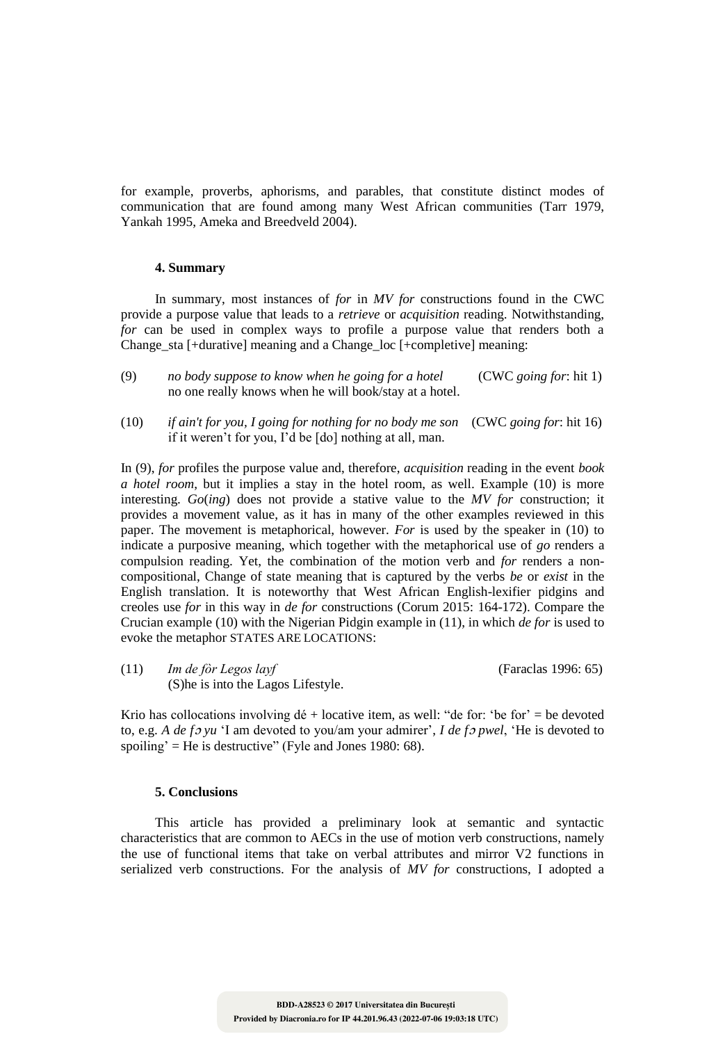for example, proverbs, aphorisms, and parables, that constitute distinct modes of communication that are found among many West African communities (Tarr 1979, Yankah 1995, Ameka and Breedveld 2004).

## 4. Summary

In summary, most instances of *for* in *MV for* constructions found in the CWC provide a purpose value that leads to a *retrieve* or *acquisition* reading. Notwithstanding, *for* can be used in complex ways to profile a purpose value that renders both a Change_sta [+durative] meaning and a Change_loc [+completive] meaning:

(9) *no body suppose to know when he going for a hotel* (CWC *going for*: hit 1)
no one really knows when he will book/stay at a hotel.

(10) *if ain't for you, I going for nothing for no body me son* (CWC *going for*: hit 16)
if it weren't for you, I'd be [do] nothing at all, man.

In (9), *for* profiles the purpose value and, therefore, *acquisition* reading in the event *book a hotel room*, but it implies a stay in the hotel room, as well. Example (10) is more interesting. *Go*(*ing*) does not provide a stative value to the *MV for* construction; it provides a movement value, as it has in many of the other examples reviewed in this paper. The movement is metaphorical, however. *For* is used by the speaker in (10) to indicate a purposive meaning, which together with the metaphorical use of *go* renders a compulsion reading. Yet, the combination of the motion verb and *for* renders a non-compositional, Change of state meaning that is captured by the verbs *be* or *exist* in the English translation. It is noteworthy that West African English-lexifier pidgins and creoles use *for* in this way in *de for* constructions (Corum 2015: 164-172). Compare the Crucian example (10) with the Nigerian Pidgin example in (11), in which *de for* is used to evoke the metaphor STATES ARE LOCATIONS:

(11) *Im de fòr Legos layf* (Faraclas 1996: 65)
(S)he is into the Lagos Lifestyle.

Krio has collocations involving dé + locative item, as well: "de for: 'be for' = be devoted to, e.g. *A de fɔ yu* 'I am devoted to you/am your admirer', *I de fɔ pwel*, 'He is devoted to spoiling' = He is destructive" (Fyle and Jones 1980: 68).

## 5. Conclusions

This article has provided a preliminary look at semantic and syntactic characteristics that are common to AECs in the use of motion verb constructions, namely the use of functional items that take on verbal attributes and mirror V2 functions in serialized verb constructions. For the analysis of *MV for* constructions, I adopted a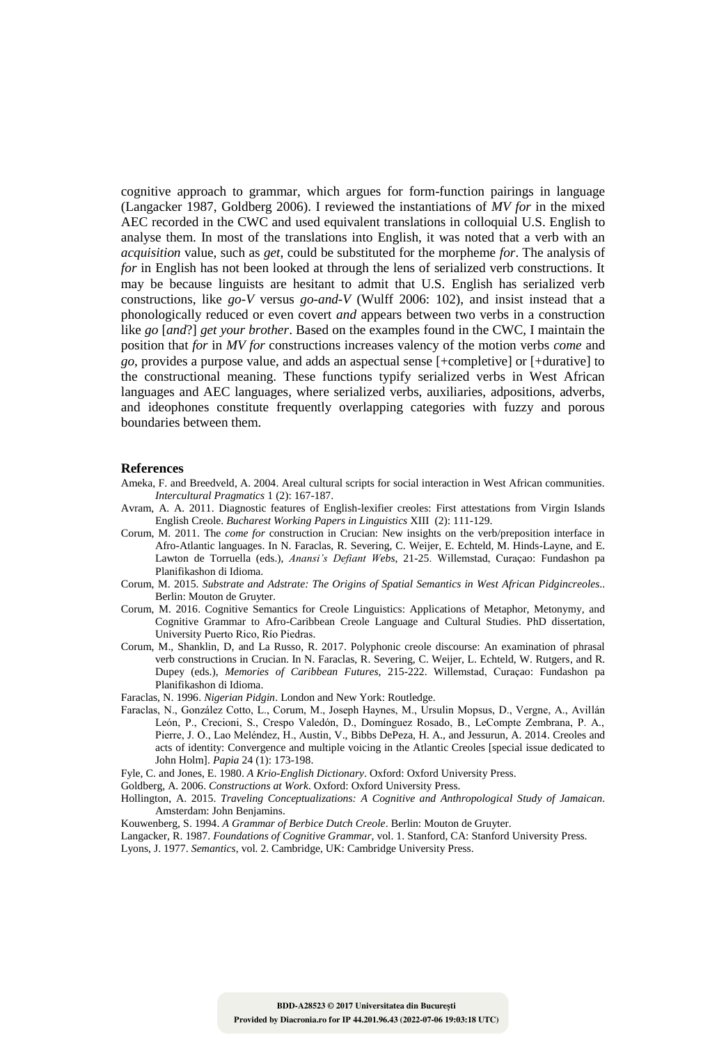cognitive approach to grammar, which argues for form-function pairings in language (Langacker 1987, Goldberg 2006). I reviewed the instantiations of *MV for* in the mixed AEC recorded in the CWC and used equivalent translations in colloquial U.S. English to analyse them. In most of the translations into English, it was noted that a verb with an *acquisition* value, such as *get*, could be substituted for the morpheme *for*. The analysis of *for* in English has not been looked at through the lens of serialized verb constructions. It may be because linguists are hesitant to admit that U.S. English has serialized verb constructions, like *go-V* versus *go-and-V* (Wulff 2006: 102), and insist instead that a phonologically reduced or even covert *and* appears between two verbs in a construction like *go* [*and*?] *get your brother*. Based on the examples found in the CWC, I maintain the position that *for* in *MV for* constructions increases valency of the motion verbs *come* and *go*, provides a purpose value, and adds an aspectual sense [+completive] or [+durative] to the constructional meaning. These functions typify serialized verbs in West African languages and AEC languages, where serialized verbs, auxiliaries, adpositions, adverbs, and ideophones constitute frequently overlapping categories with fuzzy and porous boundaries between them.

## References

Ameka, F. and Breedveld, A. 2004. Areal cultural scripts for social interaction in West African communities. *Intercultural Pragmatics* 1 (2): 167-187.

Avram, A. A. 2011. Diagnostic features of English-lexifier creoles: First attestations from Virgin Islands English Creole. *Bucharest Working Papers in Linguistics* XIII (2): 111-129.

Corum, M. 2011. The *come for* construction in Crucian: New insights on the verb/preposition interface in Afro-Atlantic languages. In N. Faraclas, R. Severing, C. Weijer, E. Echteld, M. Hinds-Layne, and E. Lawton de Torruella (eds.), *Anansi's Defiant Webs*, 21-25. Willemstad, Curaçao: Fundashon pa Planifikashon di Idioma.

Corum, M. 2015. *Substrate and Adstrate: The Origins of Spatial Semantics in West African Pidgincreoles*.. Berlin: Mouton de Gruyter.

Corum, M. 2016. Cognitive Semantics for Creole Linguistics: Applications of Metaphor, Metonymy, and Cognitive Grammar to Afro-Caribbean Creole Language and Cultural Studies. PhD dissertation, University Puerto Rico, Río Piedras.

Corum, M., Shanklin, D, and La Russo, R. 2017. Polyphonic creole discourse: An examination of phrasal verb constructions in Crucian. In N. Faraclas, R. Severing, C. Weijer, L. Echteld, W. Rutgers, and R. Dupey (eds.), *Memories of Caribbean Futures*, 215-222. Willemstad, Curaçao: Fundashon pa Planifikashon di Idioma.

Faraclas, N. 1996. *Nigerian Pidgin*. London and New York: Routledge.

Faraclas, N., González Cotto, L., Corum, M., Joseph Haynes, M., Ursulin Mopsus, D., Vergne, A., Avillán León, P., Crecioni, S., Crespo Valedón, D., Domínguez Rosado, B., LeCompte Zembrana, P. A., Pierre, J. O., Lao Meléndez, H., Austin, V., Bibbs DePeza, H. A., and Jessurun, A. 2014. Creoles and acts of identity: Convergence and multiple voicing in the Atlantic Creoles [special issue dedicated to John Holm]. *Papia* 24 (1): 173-198.

Fyle, C. and Jones, E. 1980. *A Krio-English Dictionary*. Oxford: Oxford University Press.

Goldberg, A. 2006. *Constructions at Work*. Oxford: Oxford University Press.

Hollington, A. 2015. *Traveling Conceptualizations: A Cognitive and Anthropological Study of Jamaican*. Amsterdam: John Benjamins.

Kouwenberg, S. 1994. *A Grammar of Berbice Dutch Creole*. Berlin: Mouton de Gruyter.

Langacker, R. 1987. *Foundations of Cognitive Grammar*, vol. 1. Stanford, CA: Stanford University Press.

Lyons, J. 1977. *Semantics*, vol. 2. Cambridge, UK: Cambridge University Press.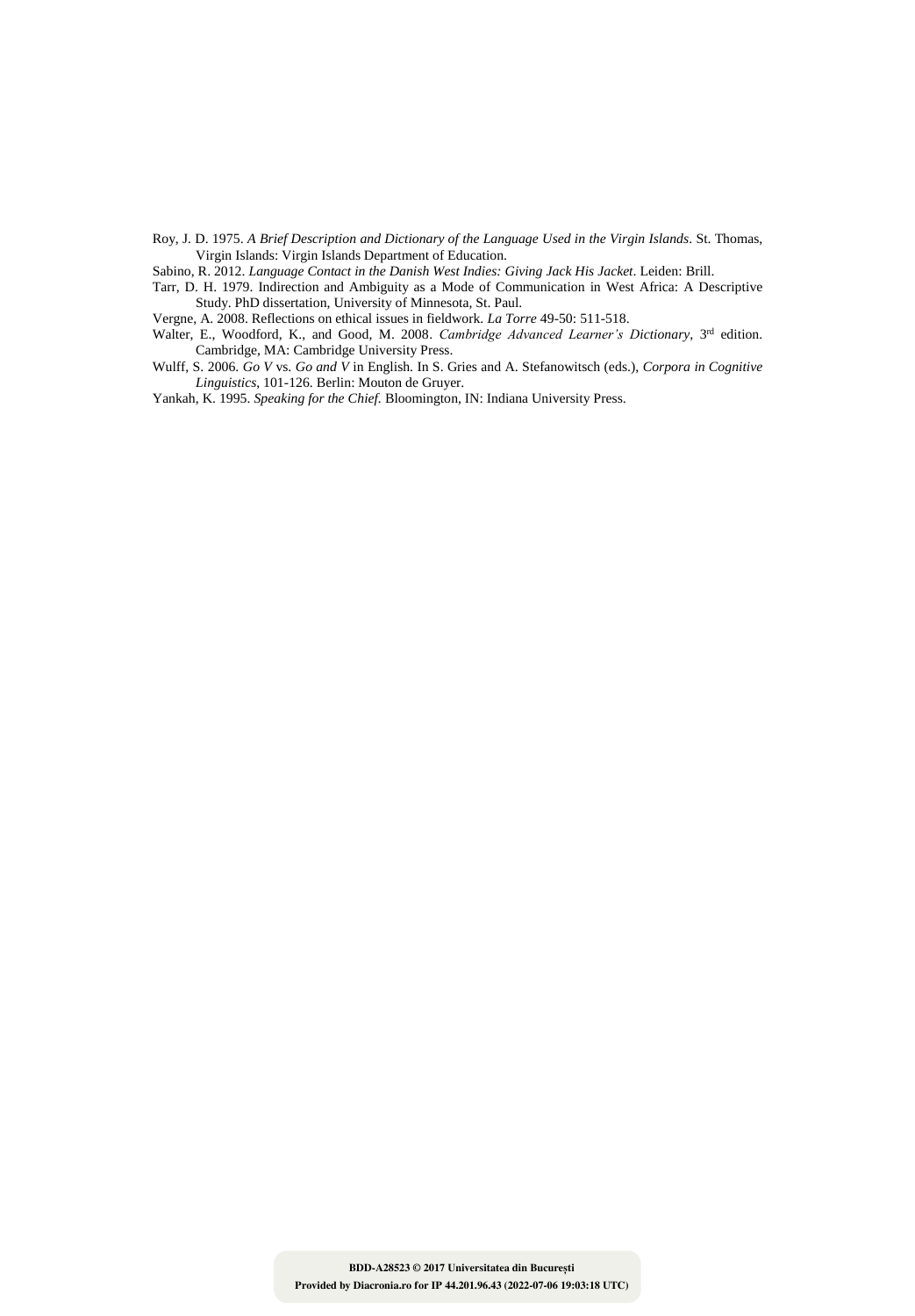Roy, J. D. 1975. *A Brief Description and Dictionary of the Language Used in the Virgin Islands*. St. Thomas, Virgin Islands: Virgin Islands Department of Education.

Sabino, R. 2012. *Language Contact in the Danish West Indies: Giving Jack His Jacket*. Leiden: Brill.

Tarr, D. H. 1979. Indirection and Ambiguity as a Mode of Communication in West Africa: A Descriptive Study. PhD dissertation, University of Minnesota, St. Paul.

Vergne, A. 2008. Reflections on ethical issues in fieldwork. *La Torre* 49-50: 511-518.

Walter, E., Woodford, K., and Good, M. 2008. *Cambridge Advanced Learner's Dictionary*, 3rd edition. Cambridge, MA: Cambridge University Press.

Wulff, S. 2006. *Go V* vs. *Go and V* in English. In S. Gries and A. Stefanowitsch (eds.), *Corpora in Cognitive Linguistics*, 101-126. Berlin: Mouton de Gruyer.

Yankah, K. 1995. *Speaking for the Chief*. Bloomington, IN: Indiana University Press.